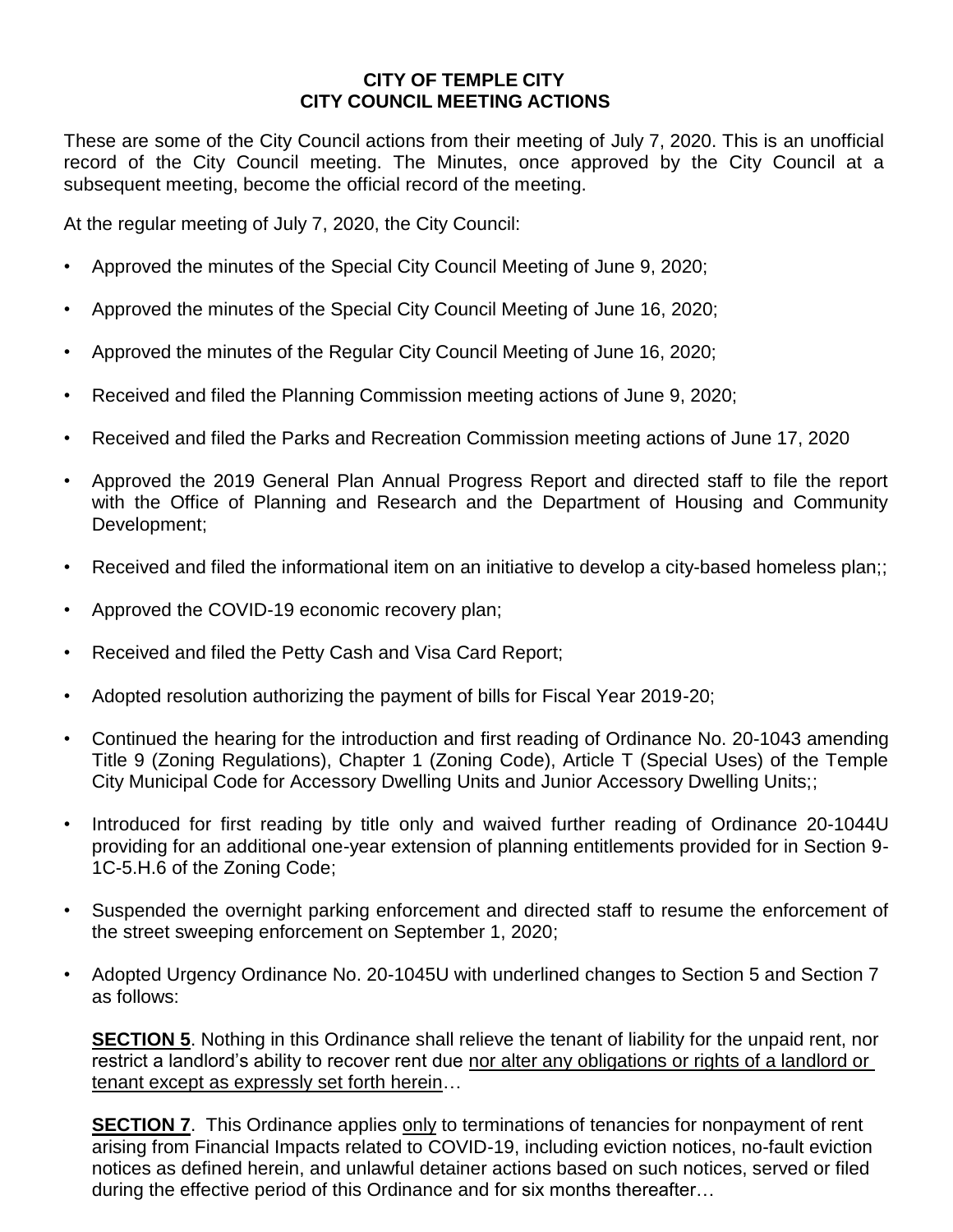# CITY OF TEMPLE CITY
# CITY COUNCIL MEETING ACTIONS

These are some of the City Council actions from their meeting of July 7, 2020. This is an unofficial record of the City Council meeting. The Minutes, once approved by the City Council at a subsequent meeting, become the official record of the meeting.

At the regular meeting of July 7, 2020, the City Council:

- Approved the minutes of the Special City Council Meeting of June 9, 2020;
- Approved the minutes of the Special City Council Meeting of June 16, 2020;
- Approved the minutes of the Regular City Council Meeting of June 16, 2020;
- Received and filed the Planning Commission meeting actions of June 9, 2020;
- Received and filed the Parks and Recreation Commission meeting actions of June 17, 2020
- Approved the 2019 General Plan Annual Progress Report and directed staff to file the report with the Office of Planning and Research and the Department of Housing and Community Development;
- Received and filed the informational item on an initiative to develop a city-based homeless plan;;
- Approved the COVID-19 economic recovery plan;
- Received and filed the Petty Cash and Visa Card Report;
- Adopted resolution authorizing the payment of bills for Fiscal Year 2019-20;
- Continued the hearing for the introduction and first reading of Ordinance No. 20-1043 amending Title 9 (Zoning Regulations), Chapter 1 (Zoning Code), Article T (Special Uses) of the Temple City Municipal Code for Accessory Dwelling Units and Junior Accessory Dwelling Units;;
- Introduced for first reading by title only and waived further reading of Ordinance 20-1044U providing for an additional one-year extension of planning entitlements provided for in Section 9-1C-5.H.6 of the Zoning Code;
- Suspended the overnight parking enforcement and directed staff to resume the enforcement of the street sweeping enforcement on September 1, 2020;
- Adopted Urgency Ordinance No. 20-1045U with underlined changes to Section 5 and Section 7 as follows:

  **SECTION 5**. Nothing in this Ordinance shall relieve the tenant of liability for the unpaid rent, nor restrict a landlord's ability to recover rent due <u>nor alter any obligations or rights of a landlord or tenant except as expressly set forth herein</u>…

  **SECTION 7**. This Ordinance applies <u>only</u> to terminations of tenancies for nonpayment of rent arising from Financial Impacts related to COVID-19, including eviction notices, no-fault eviction notices as defined herein, and unlawful detainer actions based on such notices, served or filed during the effective period of this Ordinance and for six months thereafter…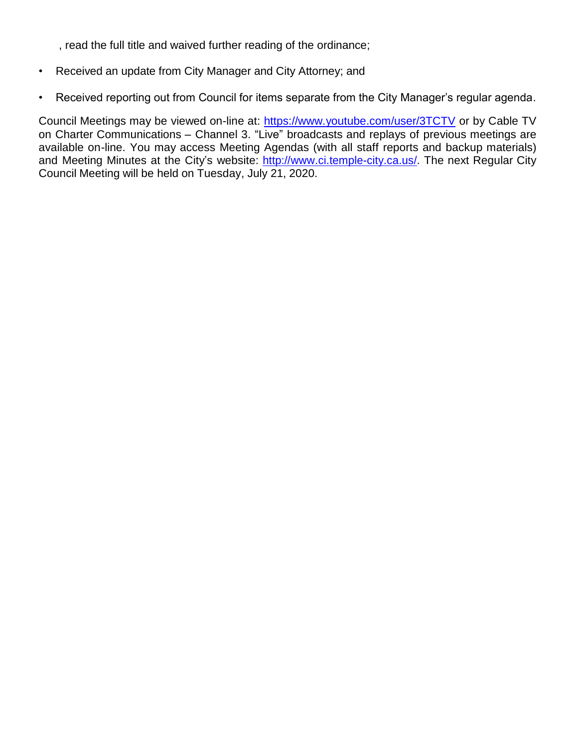, read the full title and waived further reading of the ordinance;

- Received an update from City Manager and City Attorney; and
- Received reporting out from Council for items separate from the City Manager's regular agenda.

Council Meetings may be viewed on-line at: https://www.youtube.com/user/3TCTV or by Cable TV on Charter Communications – Channel 3. "Live" broadcasts and replays of previous meetings are available on-line. You may access Meeting Agendas (with all staff reports and backup materials) and Meeting Minutes at the City's website: http://www.ci.temple-city.ca.us/. The next Regular City Council Meeting will be held on Tuesday, July 21, 2020.